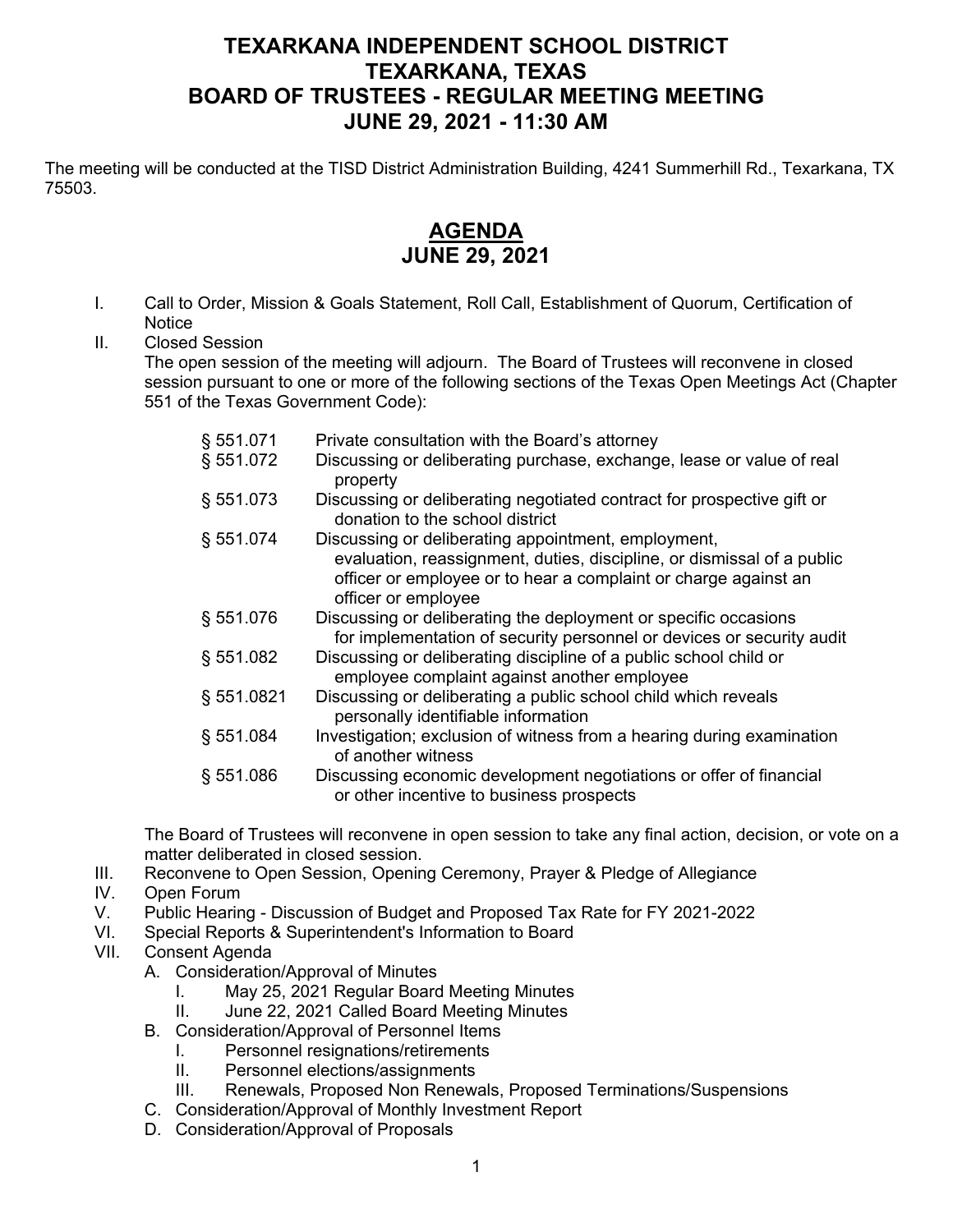# TEXARKANA INDEPENDENT SCHOOL DISTRICT
# TEXARKANA, TEXAS
# BOARD OF TRUSTEES - REGULAR MEETING MEETING
# JUNE 29, 2021 - 11:30 AM

The meeting will be conducted at the TISD District Administration Building, 4241 Summerhill Rd., Texarkana, TX 75503.

## AGENDA
## JUNE 29, 2021

I. Call to Order, Mission & Goals Statement, Roll Call, Establishment of Quorum, Certification of Notice

II. Closed Session

The open session of the meeting will adjourn. The Board of Trustees will reconvene in closed session pursuant to one or more of the following sections of the Texas Open Meetings Act (Chapter 551 of the Texas Government Code):

| | |
|---|---|
| § 551.071 | Private consultation with the Board's attorney |
| § 551.072 | Discussing or deliberating purchase, exchange, lease or value of real property |
| § 551.073 | Discussing or deliberating negotiated contract for prospective gift or donation to the school district |
| § 551.074 | Discussing or deliberating appointment, employment, evaluation, reassignment, duties, discipline, or dismissal of a public officer or employee or to hear a complaint or charge against an officer or employee |
| § 551.076 | Discussing or deliberating the deployment or specific occasions for implementation of security personnel or devices or security audit |
| § 551.082 | Discussing or deliberating discipline of a public school child or employee complaint against another employee |
| § 551.0821 | Discussing or deliberating a public school child which reveals personally identifiable information |
| § 551.084 | Investigation; exclusion of witness from a hearing during examination of another witness |
| § 551.086 | Discussing economic development negotiations or offer of financial or other incentive to business prospects |

The Board of Trustees will reconvene in open session to take any final action, decision, or vote on a matter deliberated in closed session.

III. Reconvene to Open Session, Opening Ceremony, Prayer & Pledge of Allegiance

IV. Open Forum

V. Public Hearing - Discussion of Budget and Proposed Tax Rate for FY 2021-2022

VI. Special Reports & Superintendent's Information to Board

VII. Consent Agenda

- A. Consideration/Approval of Minutes
    - I. May 25, 2021 Regular Board Meeting Minutes
    - II. June 22, 2021 Called Board Meeting Minutes
- B. Consideration/Approval of Personnel Items
    - I. Personnel resignations/retirements
    - II. Personnel elections/assignments
    - III. Renewals, Proposed Non Renewals, Proposed Terminations/Suspensions
- C. Consideration/Approval of Monthly Investment Report
- D. Consideration/Approval of Proposals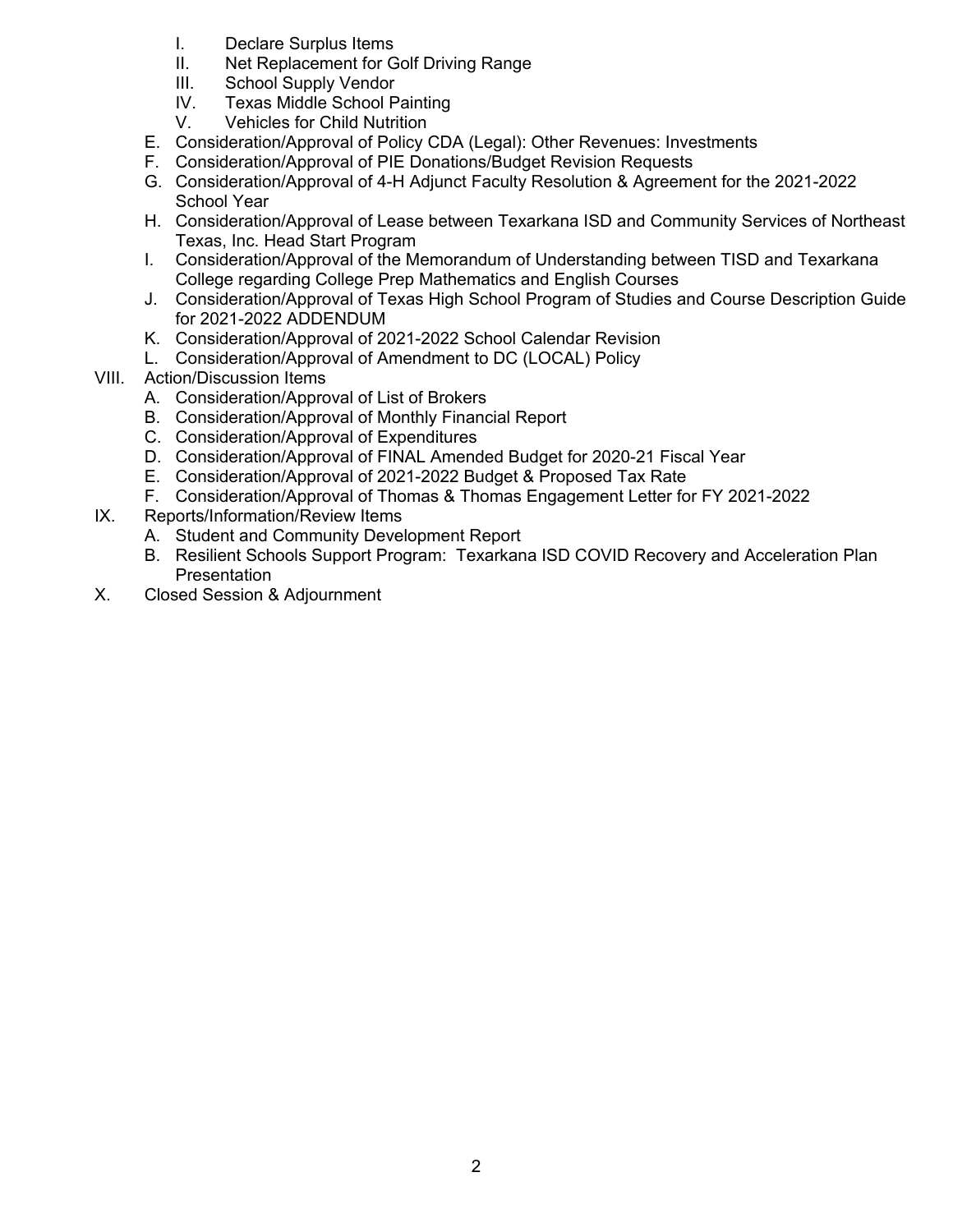- I. Declare Surplus Items
   - II. Net Replacement for Golf Driving Range
   - III. School Supply Vendor
   - IV. Texas Middle School Painting
   - V. Vehicles for Child Nutrition

E. Consideration/Approval of Policy CDA (Legal): Other Revenues: Investments
F. Consideration/Approval of PIE Donations/Budget Revision Requests
G. Consideration/Approval of 4-H Adjunct Faculty Resolution & Agreement for the 2021-2022 School Year
H. Consideration/Approval of Lease between Texarkana ISD and Community Services of Northeast Texas, Inc. Head Start Program
I. Consideration/Approval of the Memorandum of Understanding between TISD and Texarkana College regarding College Prep Mathematics and English Courses
J. Consideration/Approval of Texas High School Program of Studies and Course Description Guide for 2021-2022 ADDENDUM
K. Consideration/Approval of 2021-2022 School Calendar Revision
L. Consideration/Approval of Amendment to DC (LOCAL) Policy

VIII. Action/Discussion Items
   A. Consideration/Approval of List of Brokers
   B. Consideration/Approval of Monthly Financial Report
   C. Consideration/Approval of Expenditures
   D. Consideration/Approval of FINAL Amended Budget for 2020-21 Fiscal Year
   E. Consideration/Approval of 2021-2022 Budget & Proposed Tax Rate
   F. Consideration/Approval of Thomas & Thomas Engagement Letter for FY 2021-2022

IX. Reports/Information/Review Items
   A. Student and Community Development Report
   B. Resilient Schools Support Program: Texarkana ISD COVID Recovery and Acceleration Plan Presentation

X. Closed Session & Adjournment